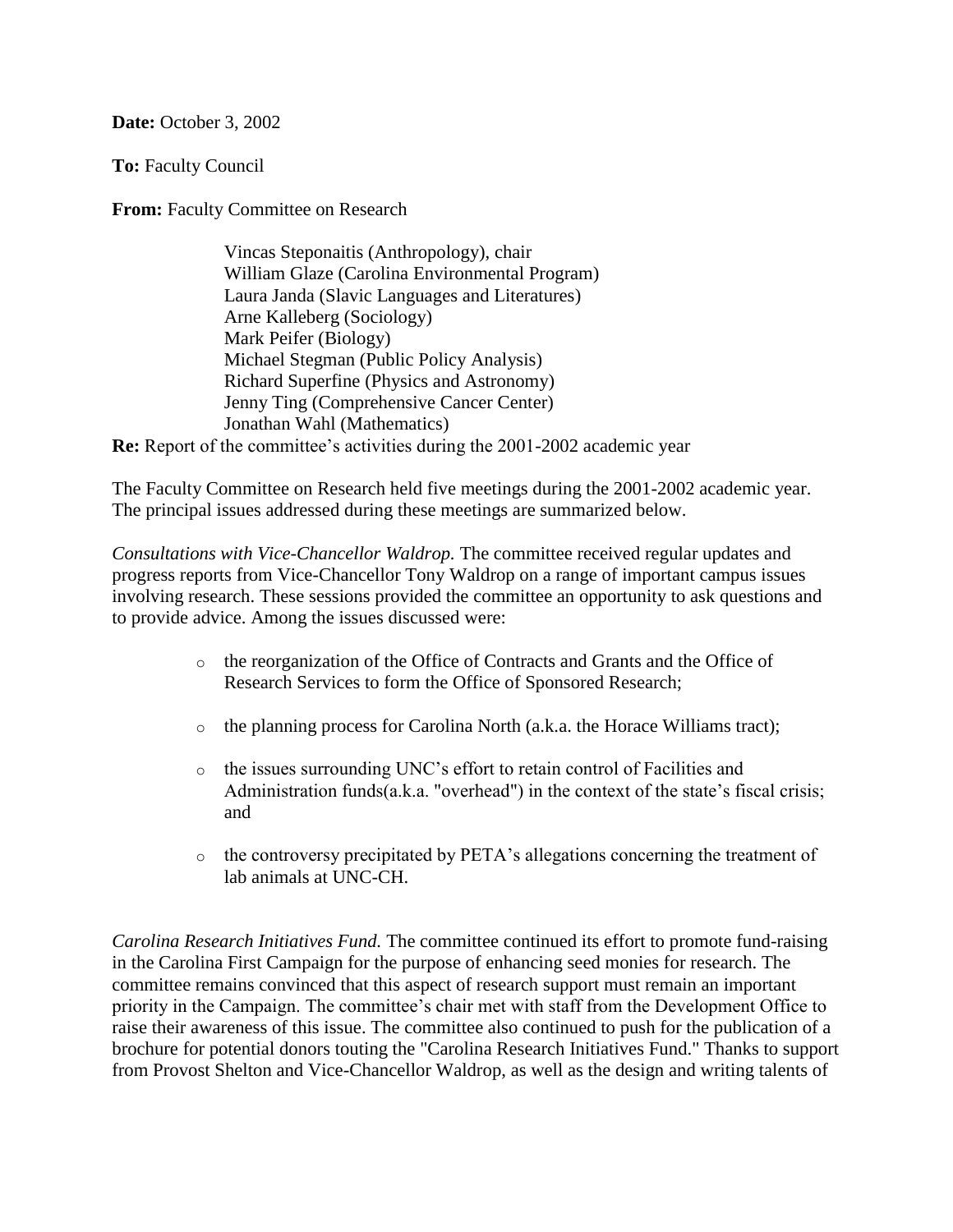**Date:** October 3, 2002

**To:** Faculty Council

**From:** Faculty Committee on Research

Vincas Steponaitis (Anthropology), chair
William Glaze (Carolina Environmental Program)
Laura Janda (Slavic Languages and Literatures)
Arne Kalleberg (Sociology)
Mark Peifer (Biology)
Michael Stegman (Public Policy Analysis)
Richard Superfine (Physics and Astronomy)
Jenny Ting (Comprehensive Cancer Center)
Jonathan Wahl (Mathematics)

**Re:** Report of the committee's activities during the 2001-2002 academic year

The Faculty Committee on Research held five meetings during the 2001-2002 academic year. The principal issues addressed during these meetings are summarized below.

*Consultations with Vice-Chancellor Waldrop.* The committee received regular updates and progress reports from Vice-Chancellor Tony Waldrop on a range of important campus issues involving research. These sessions provided the committee an opportunity to ask questions and to provide advice. Among the issues discussed were:

- the reorganization of the Office of Contracts and Grants and the Office of Research Services to form the Office of Sponsored Research;
- the planning process for Carolina North (a.k.a. the Horace Williams tract);
- the issues surrounding UNC's effort to retain control of Facilities and Administration funds(a.k.a. "overhead") in the context of the state's fiscal crisis; and
- the controversy precipitated by PETA's allegations concerning the treatment of lab animals at UNC-CH.

*Carolina Research Initiatives Fund.* The committee continued its effort to promote fund-raising in the Carolina First Campaign for the purpose of enhancing seed monies for research. The committee remains convinced that this aspect of research support must remain an important priority in the Campaign. The committee's chair met with staff from the Development Office to raise their awareness of this issue. The committee also continued to push for the publication of a brochure for potential donors touting the "Carolina Research Initiatives Fund." Thanks to support from Provost Shelton and Vice-Chancellor Waldrop, as well as the design and writing talents of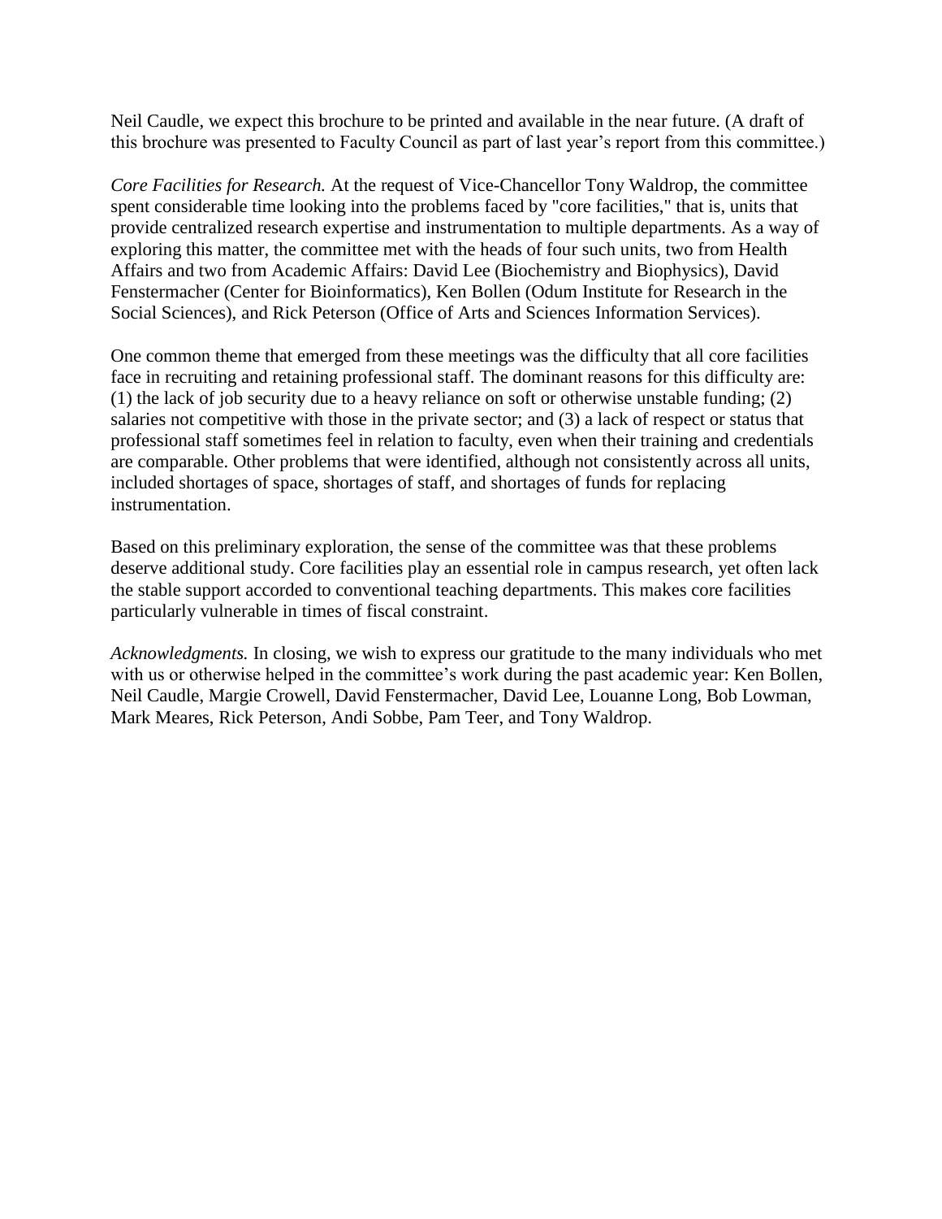Neil Caudle, we expect this brochure to be printed and available in the near future. (A draft of this brochure was presented to Faculty Council as part of last year's report from this committee.)

*Core Facilities for Research.* At the request of Vice-Chancellor Tony Waldrop, the committee spent considerable time looking into the problems faced by "core facilities," that is, units that provide centralized research expertise and instrumentation to multiple departments. As a way of exploring this matter, the committee met with the heads of four such units, two from Health Affairs and two from Academic Affairs: David Lee (Biochemistry and Biophysics), David Fenstermacher (Center for Bioinformatics), Ken Bollen (Odum Institute for Research in the Social Sciences), and Rick Peterson (Office of Arts and Sciences Information Services).

One common theme that emerged from these meetings was the difficulty that all core facilities face in recruiting and retaining professional staff. The dominant reasons for this difficulty are: (1) the lack of job security due to a heavy reliance on soft or otherwise unstable funding; (2) salaries not competitive with those in the private sector; and (3) a lack of respect or status that professional staff sometimes feel in relation to faculty, even when their training and credentials are comparable. Other problems that were identified, although not consistently across all units, included shortages of space, shortages of staff, and shortages of funds for replacing instrumentation.

Based on this preliminary exploration, the sense of the committee was that these problems deserve additional study. Core facilities play an essential role in campus research, yet often lack the stable support accorded to conventional teaching departments. This makes core facilities particularly vulnerable in times of fiscal constraint.

*Acknowledgments.* In closing, we wish to express our gratitude to the many individuals who met with us or otherwise helped in the committee's work during the past academic year: Ken Bollen, Neil Caudle, Margie Crowell, David Fenstermacher, David Lee, Louanne Long, Bob Lowman, Mark Meares, Rick Peterson, Andi Sobbe, Pam Teer, and Tony Waldrop.